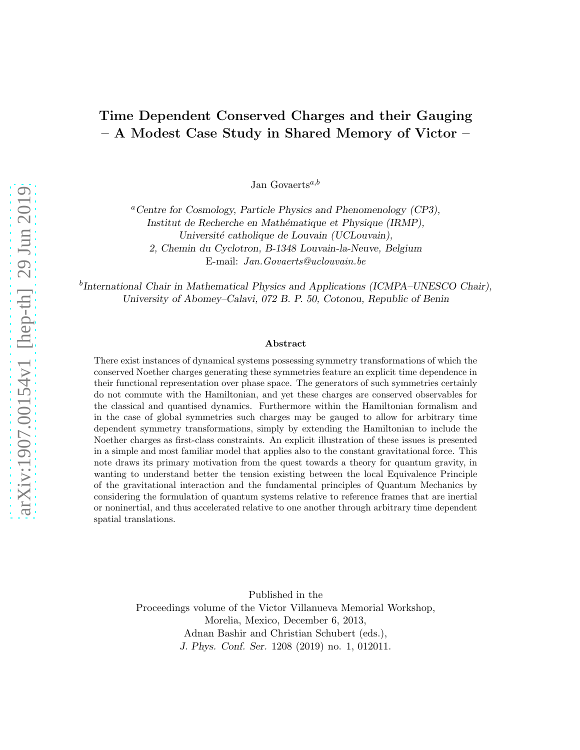# Time Dependent Conserved Charges and their Gauging
# – A Modest Case Study in Shared Memory of Victor –

Jan Govaerts[a,b]

[a] *Centre for Cosmology, Particle Physics and Phenomenology (CP3),*
*Institut de Recherche en Mathématique et Physique (IRMP),*
*Université catholique de Louvain (UCLouvain),*
*2, Chemin du Cyclotron, B-1348 Louvain-la-Neuve, Belgium*
E-mail: *Jan.Govaerts@uclouvain.be*

[b] *International Chair in Mathematical Physics and Applications (ICMPA–UNESCO Chair),*
*University of Abomey–Calavi, 072 B. P. 50, Cotonou, Republic of Benin*

**Abstract**

There exist instances of dynamical systems possessing symmetry transformations of which the conserved Noether charges generating these symmetries feature an explicit time dependence in their functional representation over phase space. The generators of such symmetries certainly do not commute with the Hamiltonian, and yet these charges are conserved observables for the classical and quantised dynamics. Furthermore within the Hamiltonian formalism and in the case of global symmetries such charges may be gauged to allow for arbitrary time dependent symmetry transformations, simply by extending the Hamiltonian to include the Noether charges as first-class constraints. An explicit illustration of these issues is presented in a simple and most familiar model that applies also to the constant gravitational force. This note draws its primary motivation from the quest towards a theory for quantum gravity, in wanting to understand better the tension existing between the local Equivalence Principle of the gravitational interaction and the fundamental principles of Quantum Mechanics by considering the formulation of quantum systems relative to reference frames that are inertial or noninertial, and thus accelerated relative to one another through arbitrary time dependent spatial translations.

Published in the
Proceedings volume of the Victor Villanueva Memorial Workshop,
Morelia, Mexico, December 6, 2013,
Adnan Bashir and Christian Schubert (eds.),
*J. Phys. Conf. Ser.* 1208 (2019) no. 1, 012011.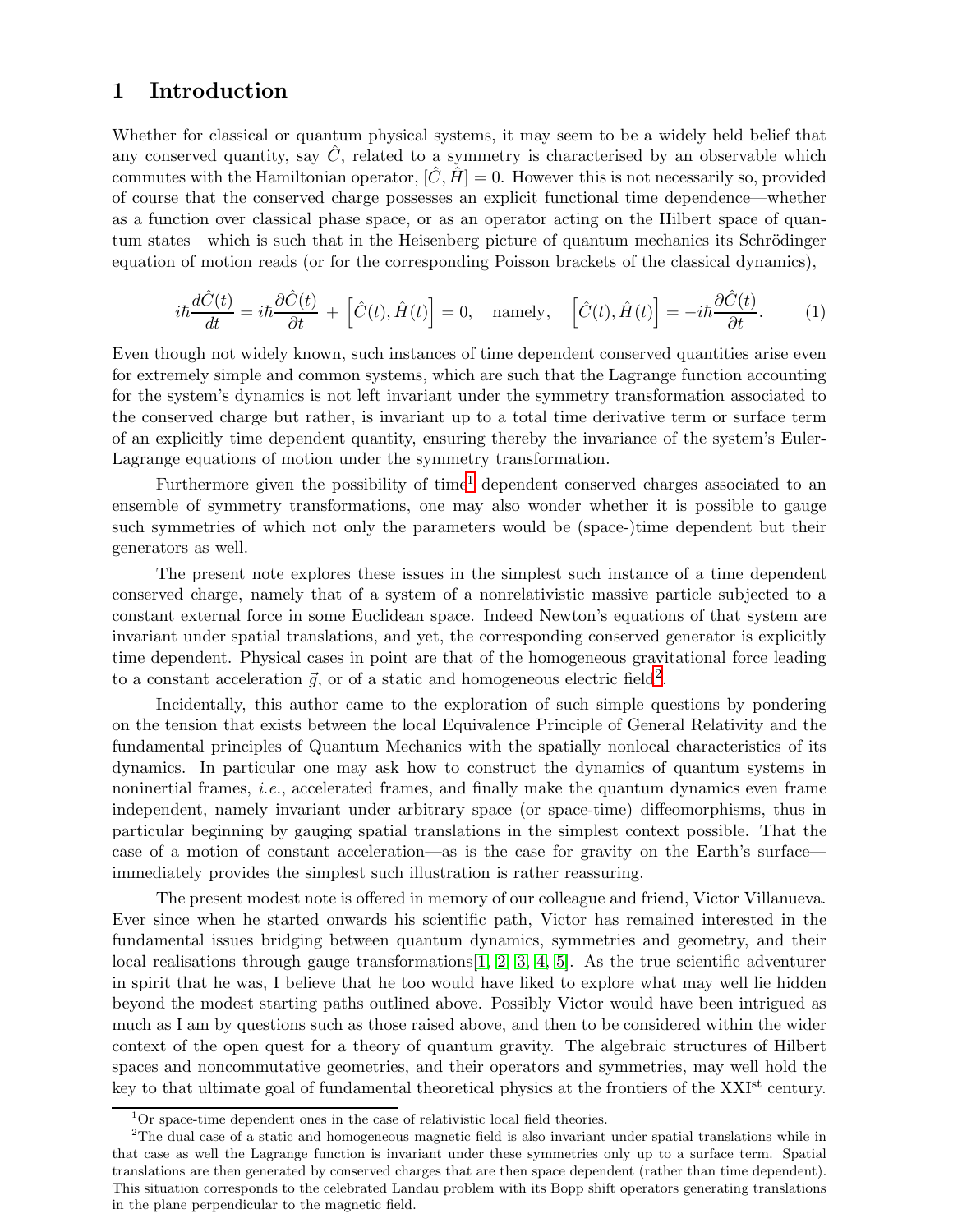# 1 Introduction

Whether for classical or quantum physical systems, it may seem to be a widely held belief that any conserved quantity, say $\hat{C}$, related to a symmetry is characterised by an observable which commutes with the Hamiltonian operator, $[\hat{C}, \hat{H}] = 0$. However this is not necessarily so, provided of course that the conserved charge possesses an explicit functional time dependence—whether as a function over classical phase space, or as an operator acting on the Hilbert space of quantum states—which is such that in the Heisenberg picture of quantum mechanics its Schrödinger equation of motion reads (or for the corresponding Poisson brackets of the classical dynamics),

$$i\hbar \frac{d\hat{C}(t)}{dt} = i\hbar \frac{\partial \hat{C}(t)}{\partial t} + \left[\hat{C}(t), \hat{H}(t)\right] = 0, \quad \text{namely,} \quad \left[\hat{C}(t), \hat{H}(t)\right] = -i\hbar \frac{\partial \hat{C}(t)}{\partial t}. \tag{1}$$

Even though not widely known, such instances of time dependent conserved quantities arise even for extremely simple and common systems, which are such that the Lagrange function accounting for the system's dynamics is not left invariant under the symmetry transformation associated to the conserved charge but rather, is invariant up to a total time derivative term or surface term of an explicitly time dependent quantity, ensuring thereby the invariance of the system's Euler-Lagrange equations of motion under the symmetry transformation.

Furthermore given the possibility of time[1] dependent conserved charges associated to an ensemble of symmetry transformations, one may also wonder whether it is possible to gauge such symmetries of which not only the parameters would be (space-)time dependent but their generators as well.

The present note explores these issues in the simplest such instance of a time dependent conserved charge, namely that of a system of a nonrelativistic massive particle subjected to a constant external force in some Euclidean space. Indeed Newton's equations of that system are invariant under spatial translations, and yet, the corresponding conserved generator is explicitly time dependent. Physical cases in point are that of the homogeneous gravitational force leading to a constant acceleration $\vec{g}$, or of a static and homogeneous electric field[2].

Incidentally, this author came to the exploration of such simple questions by pondering on the tension that exists between the local Equivalence Principle of General Relativity and the fundamental principles of Quantum Mechanics with the spatially nonlocal characteristics of its dynamics. In particular one may ask how to construct the dynamics of quantum systems in noninertial frames, *i.e.*, accelerated frames, and finally make the quantum dynamics even frame independent, namely invariant under arbitrary space (or space-time) diffeomorphisms, thus in particular beginning by gauging spatial translations in the simplest context possible. That the case of a motion of constant acceleration—as is the case for gravity on the Earth's surface—immediately provides the simplest such illustration is rather reassuring.

The present modest note is offered in memory of our colleague and friend, Victor Villanueva. Ever since when he started onwards his scientific path, Victor has remained interested in the fundamental issues bridging between quantum dynamics, symmetries and geometry, and their local realisations through gauge transformations[1, 2, 3, 4, 5]. As the true scientific adventurer in spirit that he was, I believe that he too would have liked to explore what may well lie hidden beyond the modest starting paths outlined above. Possibly Victor would have been intrigued as much as I am by questions such as those raised above, and then to be considered within the wider context of the open quest for a theory of quantum gravity. The algebraic structures of Hilbert spaces and noncommutative geometries, and their operators and symmetries, may well hold the key to that ultimate goal of fundamental theoretical physics at the frontiers of the XXI$^{\text{st}}$ century.

---

[1] Or space-time dependent ones in the case of relativistic local field theories.

[2] The dual case of a static and homogeneous magnetic field is also invariant under spatial translations while in that case as well the Lagrange function is invariant under these symmetries only up to a surface term. Spatial translations are then generated by conserved charges that are then space dependent (rather than time dependent). This situation corresponds to the celebrated Landau problem with its Bopp shift operators generating translations in the plane perpendicular to the magnetic field.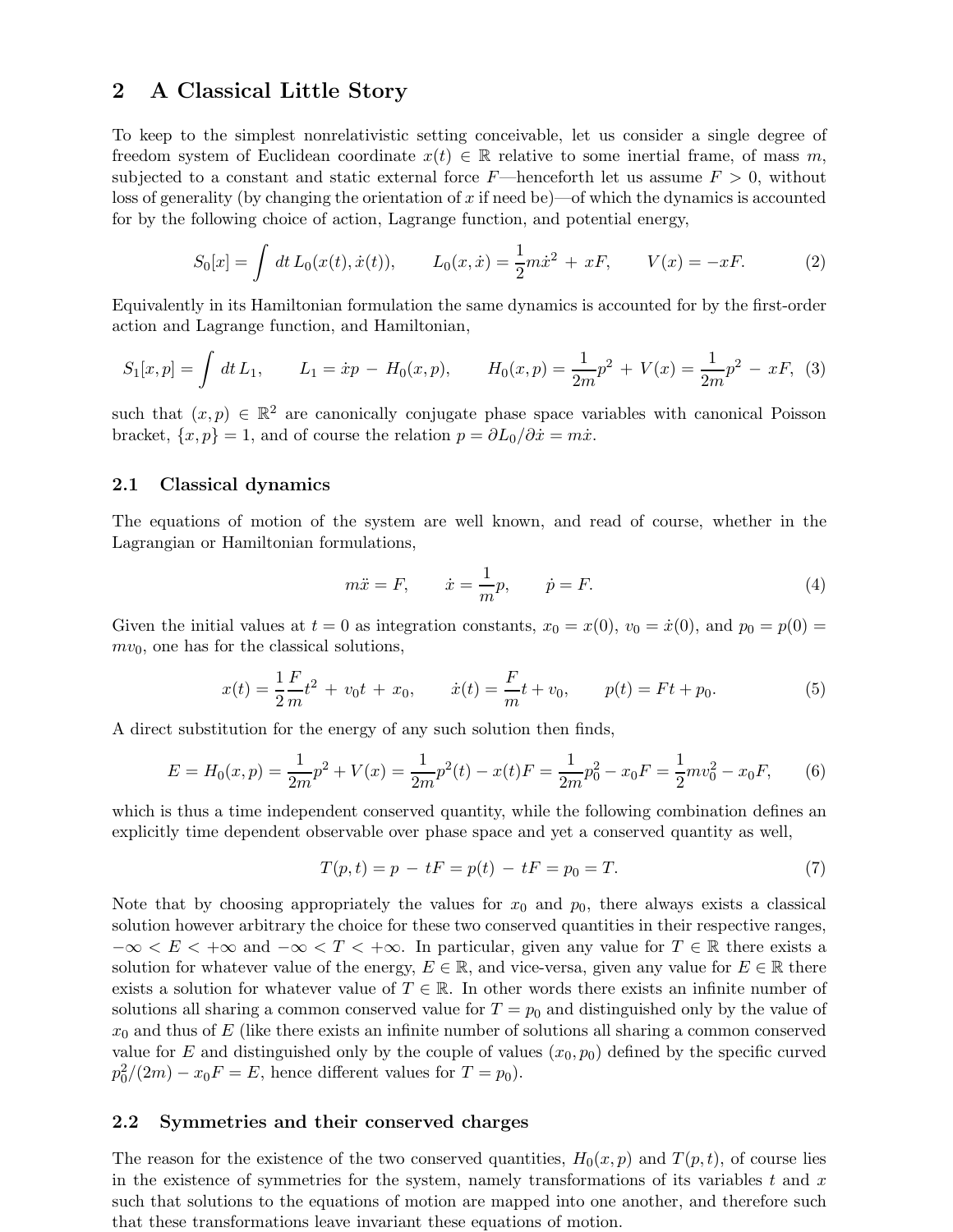## 2 A Classical Little Story

To keep to the simplest nonrelativistic setting conceivable, let us consider a single degree of freedom system of Euclidean coordinate $x(t) \in \mathbb{R}$ relative to some inertial frame, of mass $m$, subjected to a constant and static external force $F$—henceforth let us assume $F > 0$, without loss of generality (by changing the orientation of $x$ if need be)—of which the dynamics is accounted for by the following choice of action, Lagrange function, and potential energy,

$$S_0[x] = \int dt\, L_0(x(t), \dot{x}(t)), \qquad L_0(x, \dot{x}) = \frac{1}{2}m\dot{x}^2 + xF, \qquad V(x) = -xF. \tag{2}$$

Equivalently in its Hamiltonian formulation the same dynamics is accounted for by the first-order action and Lagrange function, and Hamiltonian,

$$S_1[x,p] = \int dt\, L_1, \qquad L_1 = \dot{x}p - H_0(x,p), \qquad H_0(x,p) = \frac{1}{2m}p^2 + V(x) = \frac{1}{2m}p^2 - xF, \tag{3}$$

such that $(x, p) \in \mathbb{R}^2$ are canonically conjugate phase space variables with canonical Poisson bracket, $\{x, p\} = 1$, and of course the relation $p = \partial L_0/\partial \dot{x} = m\dot{x}$.

### 2.1 Classical dynamics

The equations of motion of the system are well known, and read of course, whether in the Lagrangian or Hamiltonian formulations,

$$m\ddot{x} = F, \qquad \dot{x} = \frac{1}{m}p, \qquad \dot{p} = F. \tag{4}$$

Given the initial values at $t = 0$ as integration constants, $x_0 = x(0)$, $v_0 = \dot{x}(0)$, and $p_0 = p(0) = mv_0$, one has for the classical solutions,

$$x(t) = \frac{1}{2}\frac{F}{m}t^2 + v_0 t + x_0, \qquad \dot{x}(t) = \frac{F}{m}t + v_0, \qquad p(t) = Ft + p_0. \tag{5}$$

A direct substitution for the energy of any such solution then finds,

$$E = H_0(x,p) = \frac{1}{2m}p^2 + V(x) = \frac{1}{2m}p^2(t) - x(t)F = \frac{1}{2m}p_0^2 - x_0F = \frac{1}{2}mv_0^2 - x_0F, \tag{6}$$

which is thus a time independent conserved quantity, while the following combination defines an explicitly time dependent observable over phase space and yet a conserved quantity as well,

$$T(p,t) = p - tF = p(t) - tF = p_0 = T. \tag{7}$$

Note that by choosing appropriately the values for $x_0$ and $p_0$, there always exists a classical solution however arbitrary the choice for these two conserved quantities in their respective ranges, $-\infty < E < +\infty$ and $-\infty < T < +\infty$. In particular, given any value for $T \in \mathbb{R}$ there exists a solution for whatever value of the energy, $E \in \mathbb{R}$, and vice-versa, given any value for $E \in \mathbb{R}$ there exists a solution for whatever value of $T \in \mathbb{R}$. In other words there exists an infinite number of solutions all sharing a common conserved value for $T = p_0$ and distinguished only by the value of $x_0$ and thus of $E$ (like there exists an infinite number of solutions all sharing a common conserved value for $E$ and distinguished only by the couple of values $(x_0, p_0)$ defined by the specific curved $p_0^2/(2m) - x_0F = E$, hence different values for $T = p_0$).

### 2.2 Symmetries and their conserved charges

The reason for the existence of the two conserved quantities, $H_0(x, p)$ and $T(p, t)$, of course lies in the existence of symmetries for the system, namely transformations of its variables $t$ and $x$ such that solutions to the equations of motion are mapped into one another, and therefore such that these transformations leave invariant these equations of motion.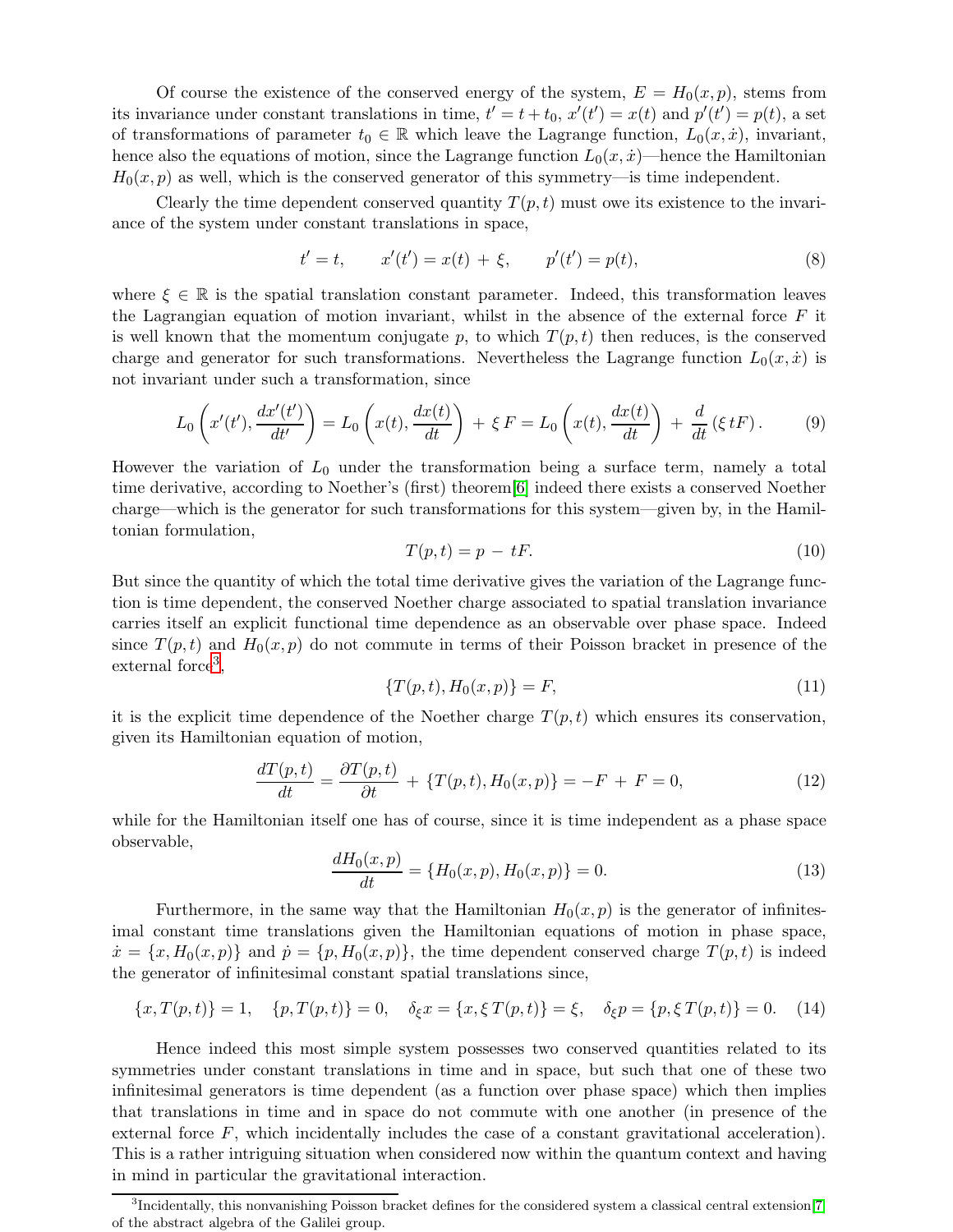Of course the existence of the conserved energy of the system, $E = H_0(x,p)$, stems from its invariance under constant translations in time, $t' = t + t_0$, $x'(t') = x(t)$ and $p'(t') = p(t)$, a set of transformations of parameter $t_0 \in \mathbb{R}$ which leave the Lagrange function, $L_0(x, \dot{x})$, invariant, hence also the equations of motion, since the Lagrange function $L_0(x, \dot{x})$—hence the Hamiltonian $H_0(x,p)$ as well, which is the conserved generator of this symmetry—is time independent.

Clearly the time dependent conserved quantity $T(p,t)$ must owe its existence to the invariance of the system under constant translations in space,

$$t' = t, \qquad x'(t') = x(t) + \xi, \qquad p'(t') = p(t), \tag{8}$$

where $\xi \in \mathbb{R}$ is the spatial translation constant parameter. Indeed, this transformation leaves the Lagrangian equation of motion invariant, whilst in the absence of the external force $F$ it is well known that the momentum conjugate $p$, to which $T(p,t)$ then reduces, is the conserved charge and generator for such transformations. Nevertheless the Lagrange function $L_0(x, \dot{x})$ is not invariant under such a transformation, since

$$L_0\left(x'(t'), \frac{dx'(t')}{dt'}\right) = L_0\left(x(t), \frac{dx(t)}{dt}\right) + \xi\, F = L_0\left(x(t), \frac{dx(t)}{dt}\right) + \frac{d}{dt}\left(\xi\, tF\right). \tag{9}$$

However the variation of $L_0$ under the transformation being a surface term, namely a total time derivative, according to Noether's (first) theorem[6] indeed there exists a conserved Noether charge—which is the generator for such transformations for this system—given by, in the Hamiltonian formulation,

$$T(p,t) = p - tF. \tag{10}$$

But since the quantity of which the total time derivative gives the variation of the Lagrange function is time dependent, the conserved Noether charge associated to spatial translation invariance carries itself an explicit functional time dependence as an observable over phase space. Indeed since $T(p,t)$ and $H_0(x,p)$ do not commute in terms of their Poisson bracket in presence of the external force[3],

$$\{T(p,t), H_0(x,p)\} = F, \tag{11}$$

it is the explicit time dependence of the Noether charge $T(p,t)$ which ensures its conservation, given its Hamiltonian equation of motion,

$$\frac{dT(p,t)}{dt} = \frac{\partial T(p,t)}{\partial t} + \{T(p,t), H_0(x,p)\} = -F + F = 0, \tag{12}$$

while for the Hamiltonian itself one has of course, since it is time independent as a phase space observable,

$$\frac{dH_0(x,p)}{dt} = \{H_0(x,p), H_0(x,p)\} = 0. \tag{13}$$

Furthermore, in the same way that the Hamiltonian $H_0(x,p)$ is the generator of infinitesimal constant time translations given the Hamiltonian equations of motion in phase space, $\dot{x} = \{x, H_0(x,p)\}$ and $\dot{p} = \{p, H_0(x,p)\}$, the time dependent conserved charge $T(p,t)$ is indeed the generator of infinitesimal constant spatial translations since,

$$\{x, T(p,t)\} = 1, \quad \{p, T(p,t)\} = 0, \quad \delta_\xi x = \{x, \xi\, T(p,t)\} = \xi, \quad \delta_\xi p = \{p, \xi\, T(p,t)\} = 0. \tag{14}$$

Hence indeed this most simple system possesses two conserved quantities related to its symmetries under constant translations in time and in space, but such that one of these two infinitesimal generators is time dependent (as a function over phase space) which then implies that translations in time and in space do not commute with one another (in presence of the external force $F$, which incidentally includes the case of a constant gravitational acceleration). This is a rather intriguing situation when considered now within the quantum context and having in mind in particular the gravitational interaction.

[3] Incidentally, this nonvanishing Poisson bracket defines for the considered system a classical central extension[7] of the abstract algebra of the Galilei group.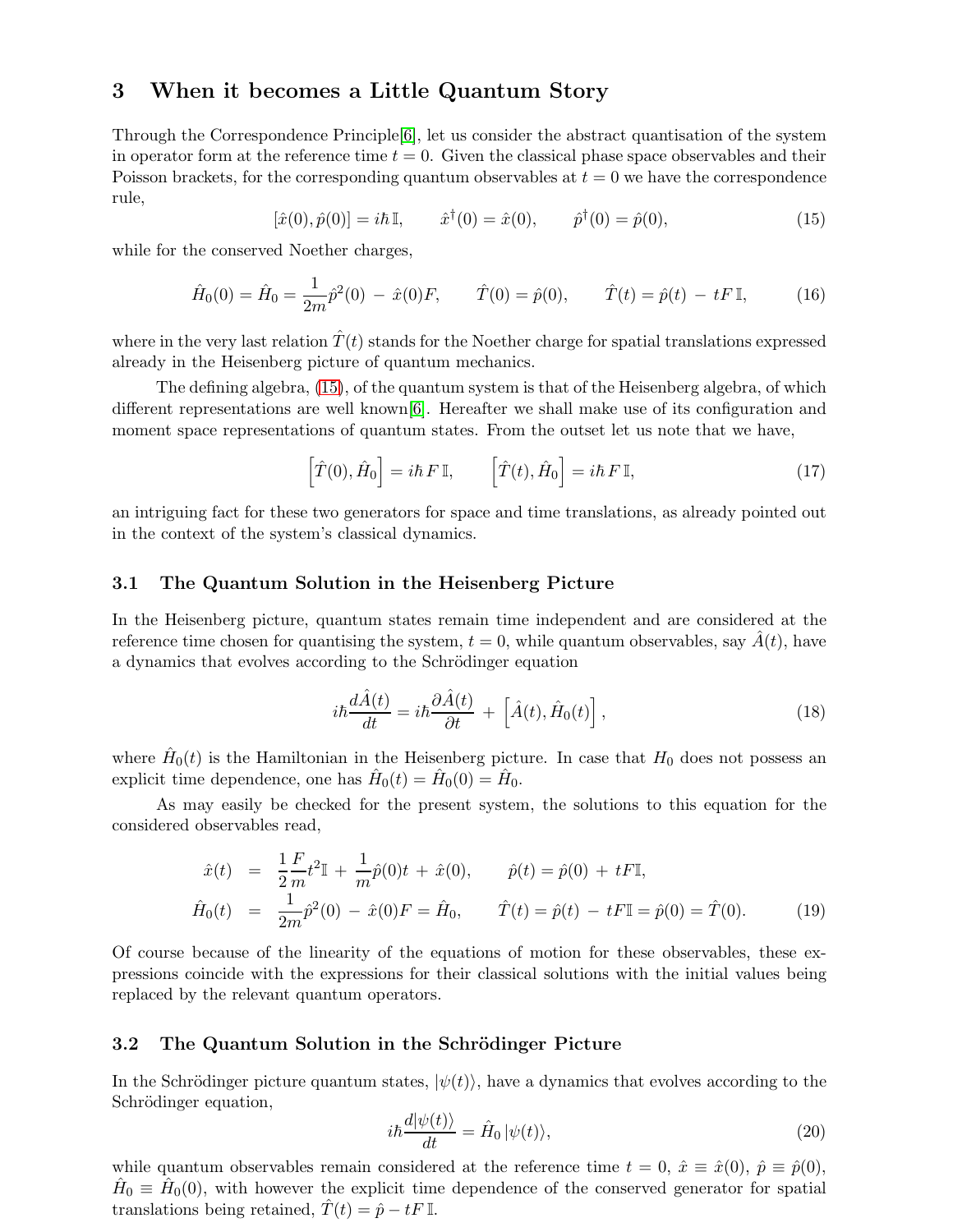## 3 When it becomes a Little Quantum Story

Through the Correspondence Principle[6], let us consider the abstract quantisation of the system in operator form at the reference time $t = 0$. Given the classical phase space observables and their Poisson brackets, for the corresponding quantum observables at $t = 0$ we have the correspondence rule,

$$[\hat{x}(0), \hat{p}(0)] = i\hbar\,\mathbb{I}, \qquad \hat{x}^\dagger(0) = \hat{x}(0), \qquad \hat{p}^\dagger(0) = \hat{p}(0), \tag{15}$$

while for the conserved Noether charges,

$$\hat{H}_0(0) = \hat{H}_0 = \frac{1}{2m}\hat{p}^2(0) - \hat{x}(0)F, \qquad \hat{T}(0) = \hat{p}(0), \qquad \hat{T}(t) = \hat{p}(t) - tF\,\mathbb{I}, \tag{16}$$

where in the very last relation $\hat{T}(t)$ stands for the Noether charge for spatial translations expressed already in the Heisenberg picture of quantum mechanics.

The defining algebra, (15), of the quantum system is that of the Heisenberg algebra, of which different representations are well known[6]. Hereafter we shall make use of its configuration and moment space representations of quantum states. From the outset let us note that we have,

$$\left[\hat{T}(0), \hat{H}_0\right] = i\hbar\,F\,\mathbb{I}, \qquad \left[\hat{T}(t), \hat{H}_0\right] = i\hbar\,F\,\mathbb{I}, \tag{17}$$

an intriguing fact for these two generators for space and time translations, as already pointed out in the context of the system's classical dynamics.

### 3.1 The Quantum Solution in the Heisenberg Picture

In the Heisenberg picture, quantum states remain time independent and are considered at the reference time chosen for quantising the system, $t = 0$, while quantum observables, say $\hat{A}(t)$, have a dynamics that evolves according to the Schrödinger equation

$$i\hbar\frac{d\hat{A}(t)}{dt} = i\hbar\frac{\partial\hat{A}(t)}{\partial t} + \left[\hat{A}(t), \hat{H}_0(t)\right], \tag{18}$$

where $\hat{H}_0(t)$ is the Hamiltonian in the Heisenberg picture. In case that $H_0$ does not possess an explicit time dependence, one has $\hat{H}_0(t) = \hat{H}_0(0) = \hat{H}_0$.

As may easily be checked for the present system, the solutions to this equation for the considered observables read,

$$\begin{aligned}
\hat{x}(t) &= \frac{1}{2}\frac{F}{m}t^2\mathbb{I} + \frac{1}{m}\hat{p}(0)t + \hat{x}(0), \qquad \hat{p}(t) = \hat{p}(0) + tF\mathbb{I}, \\
\hat{H}_0(t) &= \frac{1}{2m}\hat{p}^2(0) - \hat{x}(0)F = \hat{H}_0, \qquad \hat{T}(t) = \hat{p}(t) - tF\mathbb{I} = \hat{p}(0) = \hat{T}(0).
\end{aligned} \tag{19}$$

Of course because of the linearity of the equations of motion for these observables, these expressions coincide with the expressions for their classical solutions with the initial values being replaced by the relevant quantum operators.

### 3.2 The Quantum Solution in the Schrödinger Picture

In the Schrödinger picture quantum states, $|\psi(t)\rangle$, have a dynamics that evolves according to the Schrödinger equation,

$$i\hbar\frac{d|\psi(t)\rangle}{dt} = \hat{H}_0\,|\psi(t)\rangle, \tag{20}$$

while quantum observables remain considered at the reference time $t = 0$, $\hat{x} \equiv \hat{x}(0)$, $\hat{p} \equiv \hat{p}(0)$, $\hat{H}_0 \equiv \hat{H}_0(0)$, with however the explicit time dependence of the conserved generator for spatial translations being retained, $\hat{T}(t) = \hat{p} - tF\,\mathbb{I}$.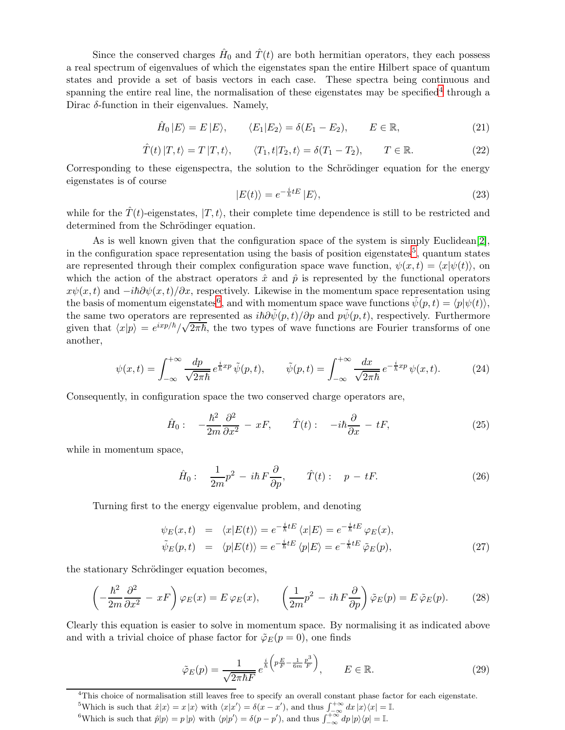Since the conserved charges $\hat{H}_0$ and $\hat{T}(t)$ are both hermitian operators, they each possess a real spectrum of eigenvalues of which the eigenstates span the entire Hilbert space of quantum states and provide a set of basis vectors in each case. These spectra being continuous and spanning the entire real line, the normalisation of these eigenstates may be specified[4] through a Dirac $\delta$-function in their eigenvalues. Namely,

$$\hat{H}_0 \,|E\rangle = E\,|E\rangle, \qquad \langle E_1|E_2\rangle = \delta(E_1 - E_2), \qquad E \in \mathbb{R}, \tag{21}$$

$$\hat{T}(t)\,|T,t\rangle = T\,|T,t\rangle, \qquad \langle T_1,t|T_2,t\rangle = \delta(T_1 - T_2), \qquad T \in \mathbb{R}. \tag{22}$$

Corresponding to these eigenspectra, the solution to the Schrödinger equation for the energy eigenstates is of course

$$|E(t)\rangle = e^{-\frac{i}{\hbar}tE}\,|E\rangle, \tag{23}$$

while for the $\hat{T}(t)$-eigenstates, $|T,t\rangle$, their complete time dependence is still to be restricted and determined from the Schrödinger equation.

As is well known given that the configuration space of the system is simply Euclidean[2], in the configuration space representation using the basis of position eigenstates[5], quantum states are represented through their complex configuration space wave function, $\psi(x,t) = \langle x|\psi(t)\rangle$, on which the action of the abstract operators $\hat{x}$ and $\hat{p}$ is represented by the functional operators $x\psi(x,t)$ and $-i\hbar\partial\psi(x,t)/\partial x$, respectively. Likewise in the momentum space representation using the basis of momentum eigenstates[6], and with momentum space wave functions $\tilde{\psi}(p,t) = \langle p|\psi(t)\rangle$, the same two operators are represented as $i\hbar\partial\tilde{\psi}(p,t)/\partial p$ and $p\tilde{\psi}(p,t)$, respectively. Furthermore given that $\langle x|p\rangle = e^{ixp/\hbar}/\sqrt{2\pi\hbar}$, the two types of wave functions are Fourier transforms of one another,

$$\psi(x,t) = \int_{-\infty}^{+\infty} \frac{dp}{\sqrt{2\pi\hbar}}\, e^{\frac{i}{\hbar}xp}\,\tilde{\psi}(p,t), \qquad \tilde{\psi}(p,t) = \int_{-\infty}^{+\infty} \frac{dx}{\sqrt{2\pi\hbar}}\, e^{-\frac{i}{\hbar}xp}\,\psi(x,t). \tag{24}$$

Consequently, in configuration space the two conserved charge operators are,

$$\hat{H}_0: \quad -\frac{\hbar^2}{2m}\frac{\partial^2}{\partial x^2} - xF, \qquad \hat{T}(t): \quad -i\hbar\frac{\partial}{\partial x} - tF, \tag{25}$$

while in momentum space,

$$\hat{H}_0: \quad \frac{1}{2m}p^2 - i\hbar F\frac{\partial}{\partial p}, \qquad \hat{T}(t): \quad p - tF. \tag{26}$$

Turning first to the energy eigenvalue problem, and denoting

$$\begin{aligned}
\psi_E(x,t) &= \langle x|E(t)\rangle = e^{-\frac{i}{\hbar}tE}\,\langle x|E\rangle = e^{-\frac{i}{\hbar}tE}\,\varphi_E(x), \\
\tilde{\psi}_E(p,t) &= \langle p|E(t)\rangle = e^{-\frac{i}{\hbar}tE}\,\langle p|E\rangle = e^{-\frac{i}{\hbar}tE}\,\tilde{\varphi}_E(p),
\end{aligned} \tag{27}$$

the stationary Schrödinger equation becomes,

$$\left(-\frac{\hbar^2}{2m}\frac{\partial^2}{\partial x^2} - xF\right)\varphi_E(x) = E\,\varphi_E(x), \qquad \left(\frac{1}{2m}p^2 - i\hbar F\frac{\partial}{\partial p}\right)\tilde{\varphi}_E(p) = E\,\tilde{\varphi}_E(p). \tag{28}$$

Clearly this equation is easier to solve in momentum space. By normalising it as indicated above and with a trivial choice of phase factor for $\tilde{\varphi}_E(p=0)$, one finds

$$\tilde{\varphi}_E(p) = \frac{1}{\sqrt{2\pi\hbar F}}\, e^{\frac{i}{\hbar}\left(p\frac{E}{F} - \frac{1}{6m}\frac{p^3}{F}\right)}, \qquad E \in \mathbb{R}. \tag{29}$$

---

[4] This choice of normalisation still leaves free to specify an overall constant phase factor for each eigenstate.

[5] Which is such that $\hat{x}|x\rangle = x\,|x\rangle$ with $\langle x|x'\rangle = \delta(x - x')$, and thus $\int_{-\infty}^{+\infty} dx\,|x\rangle\langle x| = \mathbb{I}$.

[6] Which is such that $\hat{p}|p\rangle = p\,|p\rangle$ with $\langle p|p'\rangle = \delta(p - p')$, and thus $\int_{-\infty}^{+\infty} dp\,|p\rangle\langle p| = \mathbb{I}$.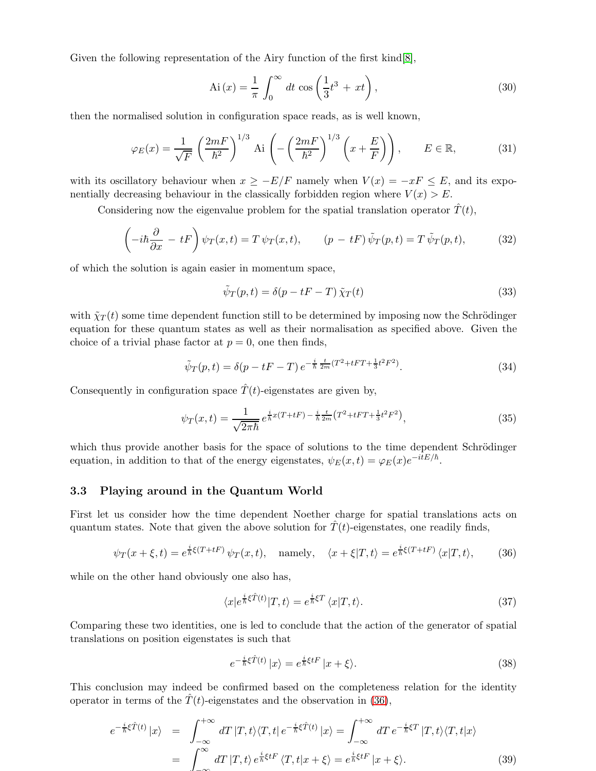Given the following representation of the Airy function of the first kind[8],

$$\mathrm{Ai}\,(x) = \frac{1}{\pi}\int_0^\infty dt\,\cos\left(\frac{1}{3}t^3\,+\,xt\right), \tag{30}$$

then the normalised solution in configuration space reads, as is well known,

$$\varphi_E(x) = \frac{1}{\sqrt{F}}\left(\frac{2mF}{\hbar^2}\right)^{1/3}\,\mathrm{Ai}\left(-\left(\frac{2mF}{\hbar^2}\right)^{1/3}\left(x+\frac{E}{F}\right)\right),\qquad E\in\mathbb{R}, \tag{31}$$

with its oscillatory behaviour when $x \geq -E/F$ namely when $V(x) = -xF \leq E$, and its exponentially decreasing behaviour in the classically forbidden region where $V(x) > E$.

Considering now the eigenvalue problem for the spatial translation operator $\hat{T}(t)$,

$$\left(-i\hbar\frac{\partial}{\partial x}\,-\,tF\right)\psi_T(x,t) = T\,\psi_T(x,t),\qquad (p\,-\,tF)\,\tilde{\psi}_T(p,t) = T\,\tilde{\psi}_T(p,t), \tag{32}$$

of which the solution is again easier in momentum space,

$$\tilde{\psi}_T(p,t) = \delta(p-tF-T)\,\tilde{\chi}_T(t) \tag{33}$$

with $\tilde{\chi}_T(t)$ some time dependent function still to be determined by imposing now the Schrödinger equation for these quantum states as well as their normalisation as specified above. Given the choice of a trivial phase factor at $p=0$, one then finds,

$$\tilde{\psi}_T(p,t) = \delta(p-tF-T)\,e^{-\frac{i}{\hbar}\frac{t}{2m}(T^2+tFT+\frac{1}{3}t^2F^2)}. \tag{34}$$

Consequently in configuration space $\hat{T}(t)$-eigenstates are given by,

$$\psi_T(x,t) = \frac{1}{\sqrt{2\pi\hbar}}\,e^{\frac{i}{\hbar}x(T+tF)\,-\,\frac{i}{\hbar}\frac{t}{2m}\left(T^2+tFT+\frac{1}{3}t^2F^2\right)}, \tag{35}$$

which thus provide another basis for the space of solutions to the time dependent Schrödinger equation, in addition to that of the energy eigenstates, $\psi_E(x,t) = \varphi_E(x)e^{-itE/\hbar}$.

### 3.3 Playing around in the Quantum World

First let us consider how the time dependent Noether charge for spatial translations acts on quantum states. Note that given the above solution for $\hat{T}(t)$-eigenstates, one readily finds,

$$\psi_T(x+\xi,t) = e^{\frac{i}{\hbar}\xi(T+tF)}\,\psi_T(x,t),\quad\text{namely,}\quad \langle x+\xi|T,t\rangle = e^{\frac{i}{\hbar}\xi(T+tF)}\,\langle x|T,t\rangle, \tag{36}$$

while on the other hand obviously one also has,

$$\langle x|e^{\frac{i}{\hbar}\xi\hat{T}(t)}|T,t\rangle = e^{\frac{i}{\hbar}\xi T}\,\langle x|T,t\rangle. \tag{37}$$

Comparing these two identities, one is led to conclude that the action of the generator of spatial translations on position eigenstates is such that

$$e^{-\frac{i}{\hbar}\xi\hat{T}(t)}\,|x\rangle = e^{\frac{i}{\hbar}\xi tF}\,|x+\xi\rangle. \tag{38}$$

This conclusion may indeed be confirmed based on the completeness relation for the identity operator in terms of the $\hat{T}(t)$-eigenstates and the observation in (36),

$$\begin{aligned} e^{-\frac{i}{\hbar}\xi\hat{T}(t)}\,|x\rangle &= \int_{-\infty}^{+\infty}dT\,|T,t\rangle\langle T,t|\,e^{-\frac{i}{\hbar}\xi\hat{T}(t)}\,|x\rangle = \int_{-\infty}^{+\infty}dT\,e^{-\frac{i}{\hbar}\xi T}\,|T,t\rangle\langle T,t|x\rangle \\ &= \int_{-\infty}^{\infty}dT\,|T,t\rangle\,e^{\frac{i}{\hbar}\xi tF}\,\langle T,t|x+\xi\rangle = e^{\frac{i}{\hbar}\xi tF}\,|x+\xi\rangle. \end{aligned} \tag{39}$$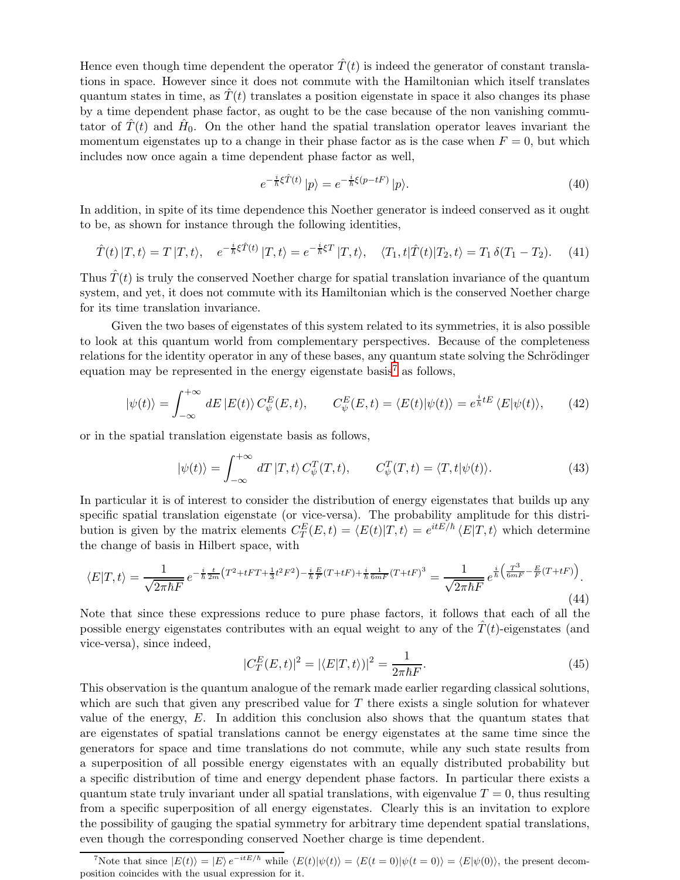Hence even though time dependent the operator $\hat{T}(t)$ is indeed the generator of constant translations in space. However since it does not commute with the Hamiltonian which itself translates quantum states in time, as $\hat{T}(t)$ translates a position eigenstate in space it also changes its phase by a time dependent phase factor, as ought to be the case because of the non vanishing commutator of $\hat{T}(t)$ and $\hat{H}_0$. On the other hand the spatial translation operator leaves invariant the momentum eigenstates up to a change in their phase factor as is the case when $F = 0$, but which includes now once again a time dependent phase factor as well,

$$e^{-\frac{i}{\hbar}\xi\hat{T}(t)}\,|p\rangle = e^{-\frac{i}{\hbar}\xi(p-tF)}\,|p\rangle. \tag{40}$$

In addition, in spite of its time dependence this Noether generator is indeed conserved as it ought to be, as shown for instance through the following identities,

$$\hat{T}(t)\,|T,t\rangle = T\,|T,t\rangle, \quad e^{-\frac{i}{\hbar}\xi\hat{T}(t)}\,|T,t\rangle = e^{-\frac{i}{\hbar}\xi T}\,|T,t\rangle, \quad \langle T_1,t|\hat{T}(t)|T_2,t\rangle = T_1\,\delta(T_1 - T_2). \tag{41}$$

Thus $\hat{T}(t)$ is truly the conserved Noether charge for spatial translation invariance of the quantum system, and yet, it does not commute with its Hamiltonian which is the conserved Noether charge for its time translation invariance.

Given the two bases of eigenstates of this system related to its symmetries, it is also possible to look at this quantum world from complementary perspectives. Because of the completeness relations for the identity operator in any of these bases, any quantum state solving the Schrödinger equation may be represented in the energy eigenstate basis[7] as follows,

$$|\psi(t)\rangle = \int_{-\infty}^{+\infty} dE\,|E(t)\rangle\,C^E_\psi(E,t), \qquad C^E_\psi(E,t) = \langle E(t)|\psi(t)\rangle = e^{\frac{i}{\hbar}tE}\,\langle E|\psi(t)\rangle, \tag{42}$$

or in the spatial translation eigenstate basis as follows,

$$|\psi(t)\rangle = \int_{-\infty}^{+\infty} dT\,|T,t\rangle\,C^T_\psi(T,t), \qquad C^T_\psi(T,t) = \langle T,t|\psi(t)\rangle. \tag{43}$$

In particular it is of interest to consider the distribution of energy eigenstates that builds up any specific spatial translation eigenstate (or vice-versa). The probability amplitude for this distribution is given by the matrix elements $C^E_T(E,t) = \langle E(t)|T,t\rangle = e^{itE/\hbar}\,\langle E|T,t\rangle$ which determine the change of basis in Hilbert space, with

$$\langle E|T,t\rangle = \frac{1}{\sqrt{2\pi\hbar F}}\,e^{-\frac{i}{\hbar}\frac{t}{2m}\left(T^2+tFT+\frac{1}{3}t^2F^2\right)-\frac{i}{\hbar}\frac{E}{F}(T+tF)+\frac{i}{\hbar}\frac{1}{6mF}(T+tF)^3} = \frac{1}{\sqrt{2\pi\hbar F}}\,e^{\frac{i}{\hbar}\left(\frac{T^3}{6mF}-\frac{E}{F}(T+tF)\right)}. \tag{44}$$

Note that since these expressions reduce to pure phase factors, it follows that each of all the possible energy eigenstates contributes with an equal weight to any of the $\hat{T}(t)$-eigenstates (and vice-versa), since indeed,

$$|C^E_T(E,t)|^2 = |\langle E|T,t\rangle)|^2 = \frac{1}{2\pi\hbar F}. \tag{45}$$

This observation is the quantum analogue of the remark made earlier regarding classical solutions, which are such that given any prescribed value for $T$ there exists a single solution for whatever value of the energy, $E$. In addition this conclusion also shows that the quantum states that are eigenstates of spatial translations cannot be energy eigenstates at the same time since the generators for space and time translations do not commute, while any such state results from a superposition of all possible energy eigenstates with an equally distributed probability but a specific distribution of time and energy dependent phase factors. In particular there exists a quantum state truly invariant under all spatial translations, with eigenvalue $T = 0$, thus resulting from a specific superposition of all energy eigenstates. Clearly this is an invitation to explore the possibility of gauging the spatial symmetry for arbitrary time dependent spatial translations, even though the corresponding conserved Noether charge is time dependent.

[7] Note that since $|E(t)\rangle = |E\rangle\,e^{-itE/\hbar}$ while $\langle E(t)|\psi(t)\rangle = \langle E(t=0)|\psi(t=0)\rangle = \langle E|\psi(0)\rangle$, the present decomposition coincides with the usual expression for it.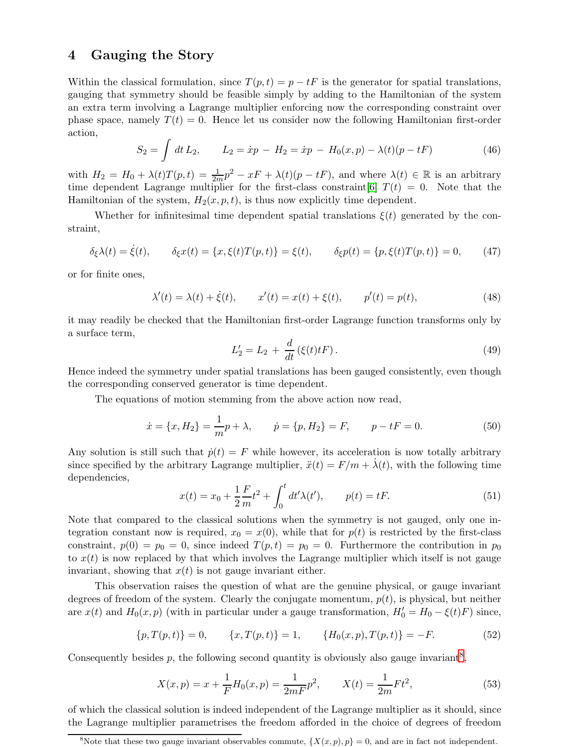## 4 Gauging the Story

Within the classical formulation, since $T(p,t) = p - tF$ is the generator for spatial translations, gauging that symmetry should be feasible simply by adding to the Hamiltonian of the system an extra term involving a Lagrange multiplier enforcing now the corresponding constraint over phase space, namely $T(t) = 0$. Hence let us consider now the following Hamiltonian first-order action,

$$S_2 = \int dt\, L_2, \qquad L_2 = \dot{x}p \,-\, H_2 = \dot{x}p \,-\, H_0(x,p) - \lambda(t)(p - tF) \tag{46}$$

with $H_2 = H_0 + \lambda(t)T(p,t) = \frac{1}{2m}p^2 - xF + \lambda(t)(p - tF)$, and where $\lambda(t) \in \mathbb{R}$ is an arbitrary time dependent Lagrange multiplier for the first-class constraint[6] $T(t) = 0$. Note that the Hamiltonian of the system, $H_2(x,p,t)$, is thus now explicitly time dependent.

Whether for infinitesimal time dependent spatial translations $\xi(t)$ generated by the constraint,

$$\delta_\xi \lambda(t) = \dot{\xi}(t), \qquad \delta_\xi x(t) = \{x, \xi(t)T(p,t)\} = \xi(t), \qquad \delta_\xi p(t) = \{p, \xi(t)T(p,t)\} = 0, \tag{47}$$

or for finite ones,

$$\lambda'(t) = \lambda(t) + \dot{\xi}(t), \qquad x'(t) = x(t) + \xi(t), \qquad p'(t) = p(t), \tag{48}$$

it may readily be checked that the Hamiltonian first-order Lagrange function transforms only by a surface term,

$$L_2' = L_2 \,+\, \frac{d}{dt}\left(\xi(t)tF\right). \tag{49}$$

Hence indeed the symmetry under spatial translations has been gauged consistently, even though the corresponding conserved generator is time dependent.

The equations of motion stemming from the above action now read,

$$\dot{x} = \{x, H_2\} = \frac{1}{m}p + \lambda, \qquad \dot{p} = \{p, H_2\} = F, \qquad p - tF = 0. \tag{50}$$

Any solution is still such that $\dot{p}(t) = F$ while however, its acceleration is now totally arbitrary since specified by the arbitrary Lagrange multiplier, $\ddot{x}(t) = F/m + \dot{\lambda}(t)$, with the following time dependencies,

$$x(t) = x_0 + \frac{1}{2}\frac{F}{m}t^2 + \int_0^t dt'\lambda(t'), \qquad p(t) = tF. \tag{51}$$

Note that compared to the classical solutions when the symmetry is not gauged, only one integration constant now is required, $x_0 = x(0)$, while that for $p(t)$ is restricted by the first-class constraint, $p(0) = p_0 = 0$, since indeed $T(p,t) = p_0 = 0$. Furthermore the contribution in $p_0$ to $x(t)$ is now replaced by that which involves the Lagrange multiplier which itself is not gauge invariant, showing that $x(t)$ is not gauge invariant either.

This observation raises the question of what are the genuine physical, or gauge invariant degrees of freedom of the system. Clearly the conjugate momentum, $p(t)$, is physical, but neither are $x(t)$ and $H_0(x,p)$ (with in particular under a gauge transformation, $H_0' = H_0 - \xi(t)F$) since,

$$\{p, T(p,t)\} = 0, \qquad \{x, T(p,t)\} = 1, \qquad \{H_0(x,p), T(p,t)\} = -F. \tag{52}$$

Consequently besides $p$, the following second quantity is obviously also gauge invariant[8],

$$X(x,p) = x + \frac{1}{F}H_0(x,p) = \frac{1}{2mF}p^2, \qquad X(t) = \frac{1}{2m}Ft^2, \tag{53}$$

of which the classical solution is indeed independent of the Lagrange multiplier as it should, since the Lagrange multiplier parametrises the freedom afforded in the choice of degrees of freedom

[8] Note that these two gauge invariant observables commute, $\{X(x,p), p\} = 0$, and are in fact not independent.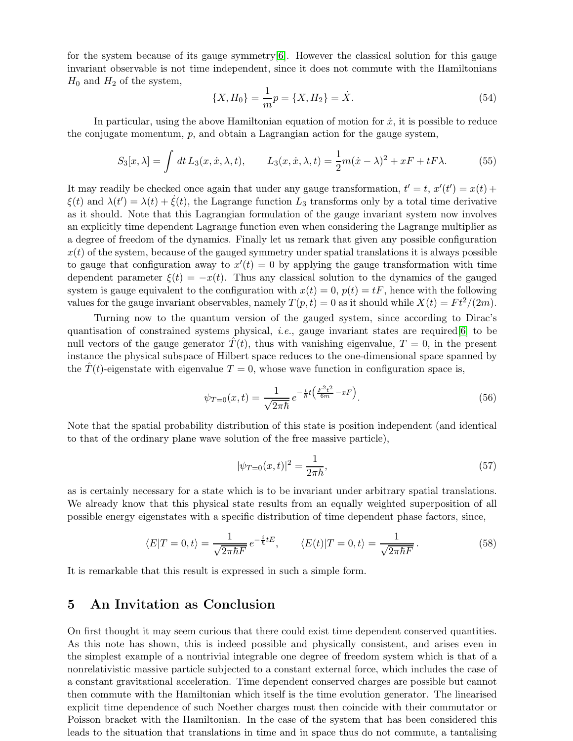for the system because of its gauge symmetry[6]. However the classical solution for this gauge invariant observable is not time independent, since it does not commute with the Hamiltonians $H_0$ and $H_2$ of the system,

$$\{X, H_0\} = \frac{1}{m} p = \{X, H_2\} = \dot{X}. \tag{54}$$

In particular, using the above Hamiltonian equation of motion for $\dot{x}$, it is possible to reduce the conjugate momentum, $p$, and obtain a Lagrangian action for the gauge system,

$$S_3[x, \lambda] = \int dt \, L_3(x, \dot{x}, \lambda, t), \qquad L_3(x, \dot{x}, \lambda, t) = \frac{1}{2} m (\dot{x} - \lambda)^2 + xF + tF\lambda. \tag{55}$$

It may readily be checked once again that under any gauge transformation, $t' = t$, $x'(t') = x(t) + \xi(t)$ and $\lambda(t') = \lambda(t) + \dot{\xi}(t)$, the Lagrange function $L_3$ transforms only by a total time derivative as it should. Note that this Lagrangian formulation of the gauge invariant system now involves an explicitly time dependent Lagrange function even when considering the Lagrange multiplier as a degree of freedom of the dynamics. Finally let us remark that given any possible configuration $x(t)$ of the system, because of the gauged symmetry under spatial translations it is always possible to gauge that configuration away to $x'(t) = 0$ by applying the gauge transformation with time dependent parameter $\xi(t) = -x(t)$. Thus any classical solution to the dynamics of the gauged system is gauge equivalent to the configuration with $x(t) = 0$, $p(t) = tF$, hence with the following values for the gauge invariant observables, namely $T(p, t) = 0$ as it should while $X(t) = Ft^2/(2m)$.

Turning now to the quantum version of the gauged system, since according to Dirac's quantisation of constrained systems physical, *i.e.*, gauge invariant states are required[6] to be null vectors of the gauge generator $\hat{T}(t)$, thus with vanishing eigenvalue, $T = 0$, in the present instance the physical subspace of Hilbert space reduces to the one-dimensional space spanned by the $\hat{T}(t)$-eigenstate with eigenvalue $T = 0$, whose wave function in configuration space is,

$$\psi_{T=0}(x, t) = \frac{1}{\sqrt{2\pi\hbar}} \, e^{-\frac{i}{\hbar} t \left( \frac{F^2 t^2}{6m} - xF \right)}. \tag{56}$$

Note that the spatial probability distribution of this state is position independent (and identical to that of the ordinary plane wave solution of the free massive particle),

$$|\psi_{T=0}(x, t)|^2 = \frac{1}{2\pi\hbar}, \tag{57}$$

as is certainly necessary for a state which is to be invariant under arbitrary spatial translations. We already know that this physical state results from an equally weighted superposition of all possible energy eigenstates with a specific distribution of time dependent phase factors, since,

$$\langle E | T = 0, t \rangle = \frac{1}{\sqrt{2\pi\hbar F}} \, e^{-\frac{i}{\hbar} tE}, \qquad \langle E(t) | T = 0, t \rangle = \frac{1}{\sqrt{2\pi\hbar F}}. \tag{58}$$

It is remarkable that this result is expressed in such a simple form.

## 5 An Invitation as Conclusion

On first thought it may seem curious that there could exist time dependent conserved quantities. As this note has shown, this is indeed possible and physically consistent, and arises even in the simplest example of a nontrivial integrable one degree of freedom system which is that of a nonrelativistic massive particle subjected to a constant external force, which includes the case of a constant gravitational acceleration. Time dependent conserved charges are possible but cannot then commute with the Hamiltonian which itself is the time evolution generator. The linearised explicit time dependence of such Noether charges must then coincide with their commutator or Poisson bracket with the Hamiltonian. In the case of the system that has been considered this leads to the situation that translations in time and in space thus do not commute, a tantalising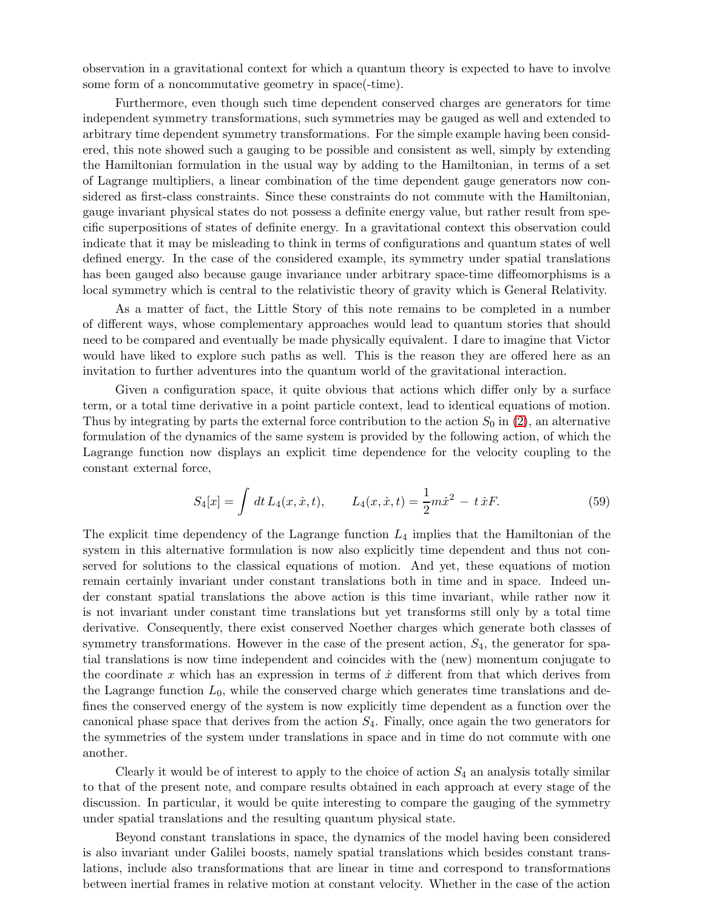observation in a gravitational context for which a quantum theory is expected to have to involve some form of a noncommutative geometry in space(-time).

Furthermore, even though such time dependent conserved charges are generators for time independent symmetry transformations, such symmetries may be gauged as well and extended to arbitrary time dependent symmetry transformations. For the simple example having been considered, this note showed such a gauging to be possible and consistent as well, simply by extending the Hamiltonian formulation in the usual way by adding to the Hamiltonian, in terms of a set of Lagrange multipliers, a linear combination of the time dependent gauge generators now considered as first-class constraints. Since these constraints do not commute with the Hamiltonian, gauge invariant physical states do not possess a definite energy value, but rather result from specific superpositions of states of definite energy. In a gravitational context this observation could indicate that it may be misleading to think in terms of configurations and quantum states of well defined energy. In the case of the considered example, its symmetry under spatial translations has been gauged also because gauge invariance under arbitrary space-time diffeomorphisms is a local symmetry which is central to the relativistic theory of gravity which is General Relativity.

As a matter of fact, the Little Story of this note remains to be completed in a number of different ways, whose complementary approaches would lead to quantum stories that should need to be compared and eventually be made physically equivalent. I dare to imagine that Victor would have liked to explore such paths as well. This is the reason they are offered here as an invitation to further adventures into the quantum world of the gravitational interaction.

Given a configuration space, it quite obvious that actions which differ only by a surface term, or a total time derivative in a point particle context, lead to identical equations of motion. Thus by integrating by parts the external force contribution to the action $S_0$ in (2), an alternative formulation of the dynamics of the same system is provided by the following action, of which the Lagrange function now displays an explicit time dependence for the velocity coupling to the constant external force,

$$S_4[x] = \int dt\, L_4(x, \dot{x}, t), \qquad L_4(x, \dot{x}, t) = \frac{1}{2} m\dot{x}^2 \,-\, t\,\dot{x}F. \tag{59}$$

The explicit time dependency of the Lagrange function $L_4$ implies that the Hamiltonian of the system in this alternative formulation is now also explicitly time dependent and thus not conserved for solutions to the classical equations of motion. And yet, these equations of motion remain certainly invariant under constant translations both in time and in space. Indeed under constant spatial translations the above action is this time invariant, while rather now it is not invariant under constant time translations but yet transforms still only by a total time derivative. Consequently, there exist conserved Noether charges which generate both classes of symmetry transformations. However in the case of the present action, $S_4$, the generator for spatial translations is now time independent and coincides with the (new) momentum conjugate to the coordinate $x$ which has an expression in terms of $\dot{x}$ different from that which derives from the Lagrange function $L_0$, while the conserved charge which generates time translations and defines the conserved energy of the system is now explicitly time dependent as a function over the canonical phase space that derives from the action $S_4$. Finally, once again the two generators for the symmetries of the system under translations in space and in time do not commute with one another.

Clearly it would be of interest to apply to the choice of action $S_4$ an analysis totally similar to that of the present note, and compare results obtained in each approach at every stage of the discussion. In particular, it would be quite interesting to compare the gauging of the symmetry under spatial translations and the resulting quantum physical state.

Beyond constant translations in space, the dynamics of the model having been considered is also invariant under Galilei boosts, namely spatial translations which besides constant translations, include also transformations that are linear in time and correspond to transformations between inertial frames in relative motion at constant velocity. Whether in the case of the action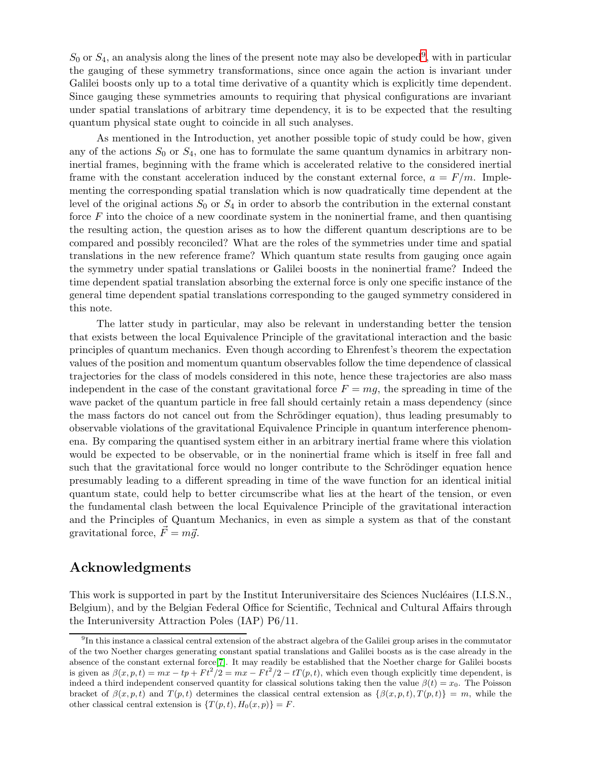$S_0$ or $S_4$, an analysis along the lines of the present note may also be developed[9], with in particular the gauging of these symmetry transformations, since once again the action is invariant under Galilei boosts only up to a total time derivative of a quantity which is explicitly time dependent. Since gauging these symmetries amounts to requiring that physical configurations are invariant under spatial translations of arbitrary time dependency, it is to be expected that the resulting quantum physical state ought to coincide in all such analyses.

As mentioned in the Introduction, yet another possible topic of study could be how, given any of the actions $S_0$ or $S_4$, one has to formulate the same quantum dynamics in arbitrary noninertial frames, beginning with the frame which is accelerated relative to the considered inertial frame with the constant acceleration induced by the constant external force, $a = F/m$. Implementing the corresponding spatial translation which is now quadratically time dependent at the level of the original actions $S_0$ or $S_4$ in order to absorb the contribution in the external constant force $F$ into the choice of a new coordinate system in the noninertial frame, and then quantising the resulting action, the question arises as to how the different quantum descriptions are to be compared and possibly reconciled? What are the roles of the symmetries under time and spatial translations in the new reference frame? Which quantum state results from gauging once again the symmetry under spatial translations or Galilei boosts in the noninertial frame? Indeed the time dependent spatial translation absorbing the external force is only one specific instance of the general time dependent spatial translations corresponding to the gauged symmetry considered in this note.

The latter study in particular, may also be relevant in understanding better the tension that exists between the local Equivalence Principle of the gravitational interaction and the basic principles of quantum mechanics. Even though according to Ehrenfest's theorem the expectation values of the position and momentum quantum observables follow the time dependence of classical trajectories for the class of models considered in this note, hence these trajectories are also mass independent in the case of the constant gravitational force $F = mg$, the spreading in time of the wave packet of the quantum particle in free fall should certainly retain a mass dependency (since the mass factors do not cancel out from the Schrödinger equation), thus leading presumably to observable violations of the gravitational Equivalence Principle in quantum interference phenomena. By comparing the quantised system either in an arbitrary inertial frame where this violation would be expected to be observable, or in the noninertial frame which is itself in free fall and such that the gravitational force would no longer contribute to the Schrödinger equation hence presumably leading to a different spreading in time of the wave function for an identical initial quantum state, could help to better circumscribe what lies at the heart of the tension, or even the fundamental clash between the local Equivalence Principle of the gravitational interaction and the Principles of Quantum Mechanics, in even as simple a system as that of the constant gravitational force, $\vec{F} = m\vec{g}$.

## Acknowledgments

This work is supported in part by the Institut Interuniversitaire des Sciences Nucléaires (I.I.S.N., Belgium), and by the Belgian Federal Office for Scientific, Technical and Cultural Affairs through the Interuniversity Attraction Poles (IAP) P6/11.

---

[9] In this instance a classical central extension of the abstract algebra of the Galilei group arises in the commutator of the two Noether charges generating constant spatial translations and Galilei boosts as is the case already in the absence of the constant external force[7]. It may readily be established that the Noether charge for Galilei boosts is given as $\beta(x,p,t) = mx - tp + Ft^2/2 = mx - Ft^2/2 - tT(p,t)$, which even though explicitly time dependent, is indeed a third independent conserved quantity for classical solutions taking then the value $\beta(t) = x_0$. The Poisson bracket of $\beta(x,p,t)$ and $T(p,t)$ determines the classical central extension as $\{\beta(x,p,t), T(p,t)\} = m$, while the other classical central extension is $\{T(p,t), H_0(x,p)\} = F$.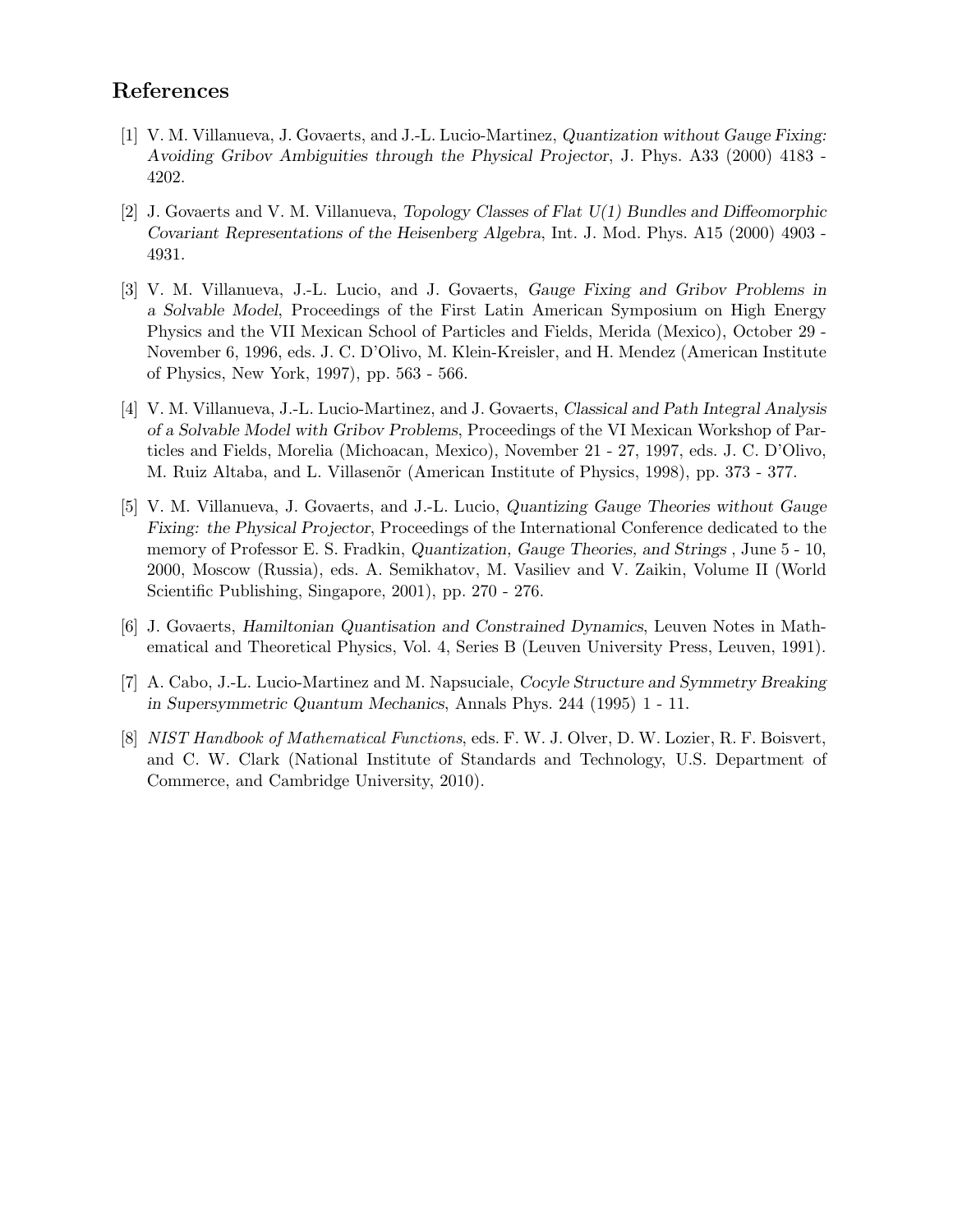# References

[1] V. M. Villanueva, J. Govaerts, and J.-L. Lucio-Martinez, *Quantization without Gauge Fixing: Avoiding Gribov Ambiguities through the Physical Projector*, J. Phys. A33 (2000) 4183 - 4202.

[2] J. Govaerts and V. M. Villanueva, *Topology Classes of Flat U(1) Bundles and Diffeomorphic Covariant Representations of the Heisenberg Algebra*, Int. J. Mod. Phys. A15 (2000) 4903 - 4931.

[3] V. M. Villanueva, J.-L. Lucio, and J. Govaerts, *Gauge Fixing and Gribov Problems in a Solvable Model*, Proceedings of the First Latin American Symposium on High Energy Physics and the VII Mexican School of Particles and Fields, Merida (Mexico), October 29 - November 6, 1996, eds. J. C. D'Olivo, M. Klein-Kreisler, and H. Mendez (American Institute of Physics, New York, 1997), pp. 563 - 566.

[4] V. M. Villanueva, J.-L. Lucio-Martinez, and J. Govaerts, *Classical and Path Integral Analysis of a Solvable Model with Gribov Problems*, Proceedings of the VI Mexican Workshop of Particles and Fields, Morelia (Michoacan, Mexico), November 21 - 27, 1997, eds. J. C. D'Olivo, M. Ruiz Altaba, and L. Villasenõr (American Institute of Physics, 1998), pp. 373 - 377.

[5] V. M. Villanueva, J. Govaerts, and J.-L. Lucio, *Quantizing Gauge Theories without Gauge Fixing: the Physical Projector*, Proceedings of the International Conference dedicated to the memory of Professor E. S. Fradkin, *Quantization, Gauge Theories, and Strings* , June 5 - 10, 2000, Moscow (Russia), eds. A. Semikhatov, M. Vasiliev and V. Zaikin, Volume II (World Scientific Publishing, Singapore, 2001), pp. 270 - 276.

[6] J. Govaerts, *Hamiltonian Quantisation and Constrained Dynamics*, Leuven Notes in Mathematical and Theoretical Physics, Vol. 4, Series B (Leuven University Press, Leuven, 1991).

[7] A. Cabo, J.-L. Lucio-Martinez and M. Napsuciale, *Cocyle Structure and Symmetry Breaking in Supersymmetric Quantum Mechanics*, Annals Phys. 244 (1995) 1 - 11.

[8] *NIST Handbook of Mathematical Functions*, eds. F. W. J. Olver, D. W. Lozier, R. F. Boisvert, and C. W. Clark (National Institute of Standards and Technology, U.S. Department of Commerce, and Cambridge University, 2010).